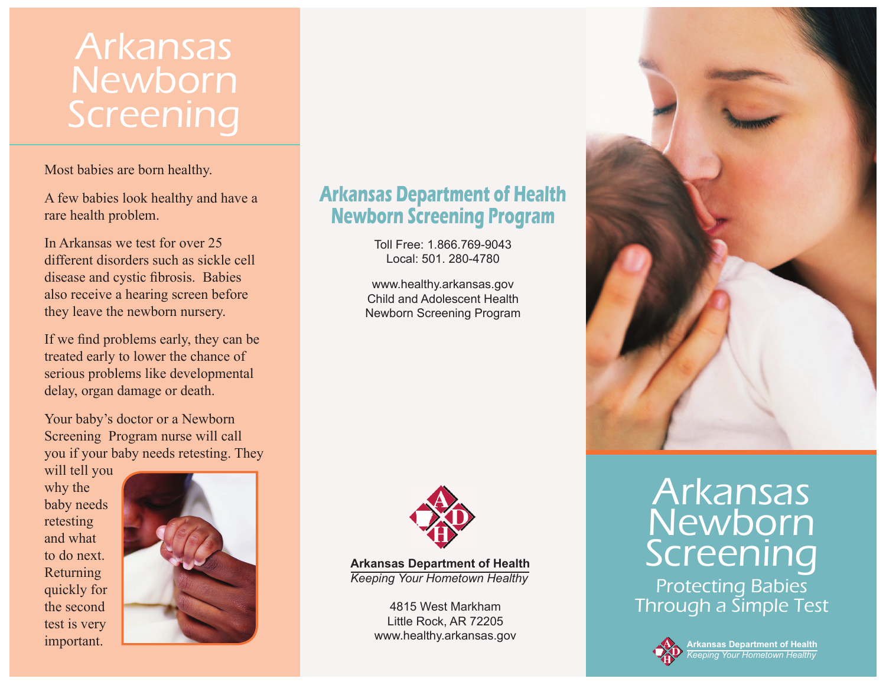# Arkansas Newborn Screening

Most babies are born healthy.

A few babies look healthy and have a rare health problem.

In Arkansas we test for over 25 different disorders such as sickle cell disease and cystic fibrosis. Babies also receive a hearing screen before they leave the newborn nursery.

If we find problems early, they can be treated early to lower the chance of serious problems like developmental delay, organ damage or death.

Your baby's doctor or a Newborn Screening Program nurse will call you if your baby needs retesting. They will tell you why the baby needs retesting and what to do next. Returning quickly for the second test is very important.

## Arkansas Department of Health Newborn Screening Program

Toll Free: 1.866.769-9043
Local: 501. 280-4780

www.healthy.arkansas.gov
Child and Adolescent Health
Newborn Screening Program

**Arkansas Department of Health**
*Keeping Your Hometown Healthy*

4815 West Markham
Little Rock, AR 72205
www.healthy.arkansas.gov

# Arkansas Newborn Screening

Protecting Babies Through a Simple Test

**Arkansas Department of Health**
*Keeping Your Hometown Healthy*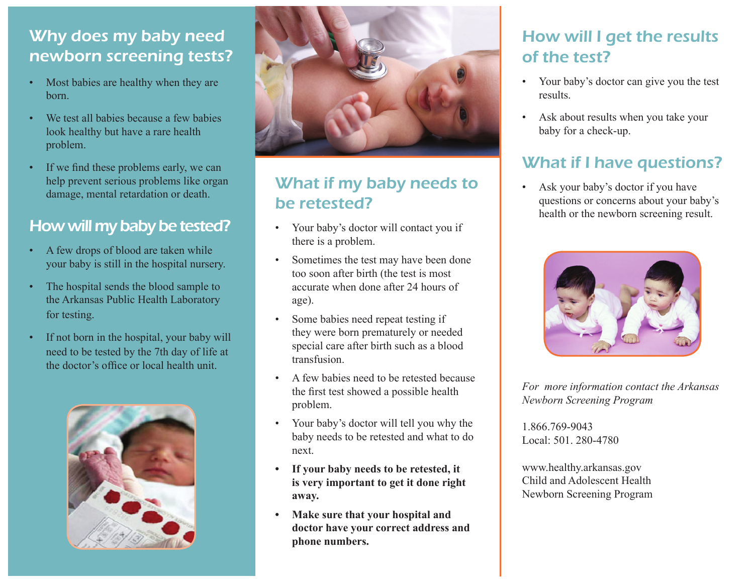## Why does my baby need newborn screening tests?

- Most babies are healthy when they are born.
- We test all babies because a few babies look healthy but have a rare health problem.
- If we find these problems early, we can help prevent serious problems like organ damage, mental retardation or death.

## How will my baby be tested?

- A few drops of blood are taken while your baby is still in the hospital nursery.
- The hospital sends the blood sample to the Arkansas Public Health Laboratory for testing.
- If not born in the hospital, your baby will need to be tested by the 7th day of life at the doctor's office or local health unit.

## What if my baby needs to be retested?

- Your baby's doctor will contact you if there is a problem.
- Sometimes the test may have been done too soon after birth (the test is most accurate when done after 24 hours of age).
- Some babies need repeat testing if they were born prematurely or needed special care after birth such as a blood transfusion.
- A few babies need to be retested because the first test showed a possible health problem.
- Your baby's doctor will tell you why the baby needs to be retested and what to do next.
- **If your baby needs to be retested, it is very important to get it done right away.**
- **Make sure that your hospital and doctor have your correct address and phone numbers.**

## How will I get the results of the test?

- Your baby's doctor can give you the test results.
- Ask about results when you take your baby for a check-up.

## What if I have questions?

- Ask your baby's doctor if you have questions or concerns about your baby's health or the newborn screening result.

*For more information contact the Arkansas Newborn Screening Program*

1.866.769-9043
Local: 501. 280-4780

www.healthy.arkansas.gov
Child and Adolescent Health
Newborn Screening Program